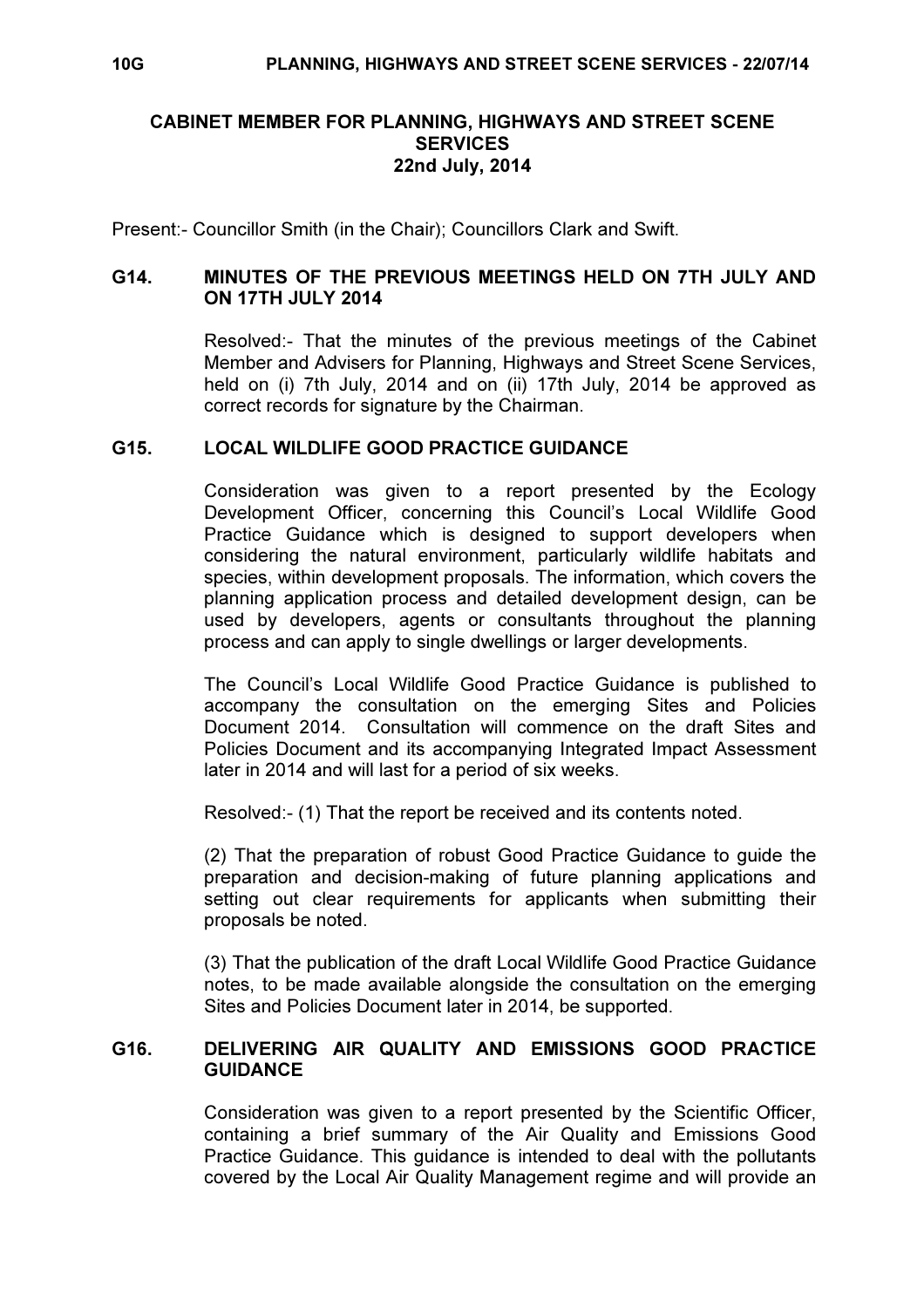# CABINET MEMBER FOR PLANNING, HIGHWAYS AND STREET SCENE SERVICES
## 22nd July, 2014

Present:- Councillor Smith (in the Chair); Councillors Clark and Swift.

### G14. MINUTES OF THE PREVIOUS MEETINGS HELD ON 7TH JULY AND ON 17TH JULY 2014

Resolved:- That the minutes of the previous meetings of the Cabinet Member and Advisers for Planning, Highways and Street Scene Services, held on (i) 7th July, 2014 and on (ii) 17th July, 2014 be approved as correct records for signature by the Chairman.

### G15. LOCAL WILDLIFE GOOD PRACTICE GUIDANCE

Consideration was given to a report presented by the Ecology Development Officer, concerning this Council's Local Wildlife Good Practice Guidance which is designed to support developers when considering the natural environment, particularly wildlife habitats and species, within development proposals. The information, which covers the planning application process and detailed development design, can be used by developers, agents or consultants throughout the planning process and can apply to single dwellings or larger developments.

The Council's Local Wildlife Good Practice Guidance is published to accompany the consultation on the emerging Sites and Policies Document 2014. Consultation will commence on the draft Sites and Policies Document and its accompanying Integrated Impact Assessment later in 2014 and will last for a period of six weeks.

Resolved:- (1) That the report be received and its contents noted.

(2) That the preparation of robust Good Practice Guidance to guide the preparation and decision-making of future planning applications and setting out clear requirements for applicants when submitting their proposals be noted.

(3) That the publication of the draft Local Wildlife Good Practice Guidance notes, to be made available alongside the consultation on the emerging Sites and Policies Document later in 2014, be supported.

### G16. DELIVERING AIR QUALITY AND EMISSIONS GOOD PRACTICE GUIDANCE

Consideration was given to a report presented by the Scientific Officer, containing a brief summary of the Air Quality and Emissions Good Practice Guidance. This guidance is intended to deal with the pollutants covered by the Local Air Quality Management regime and will provide an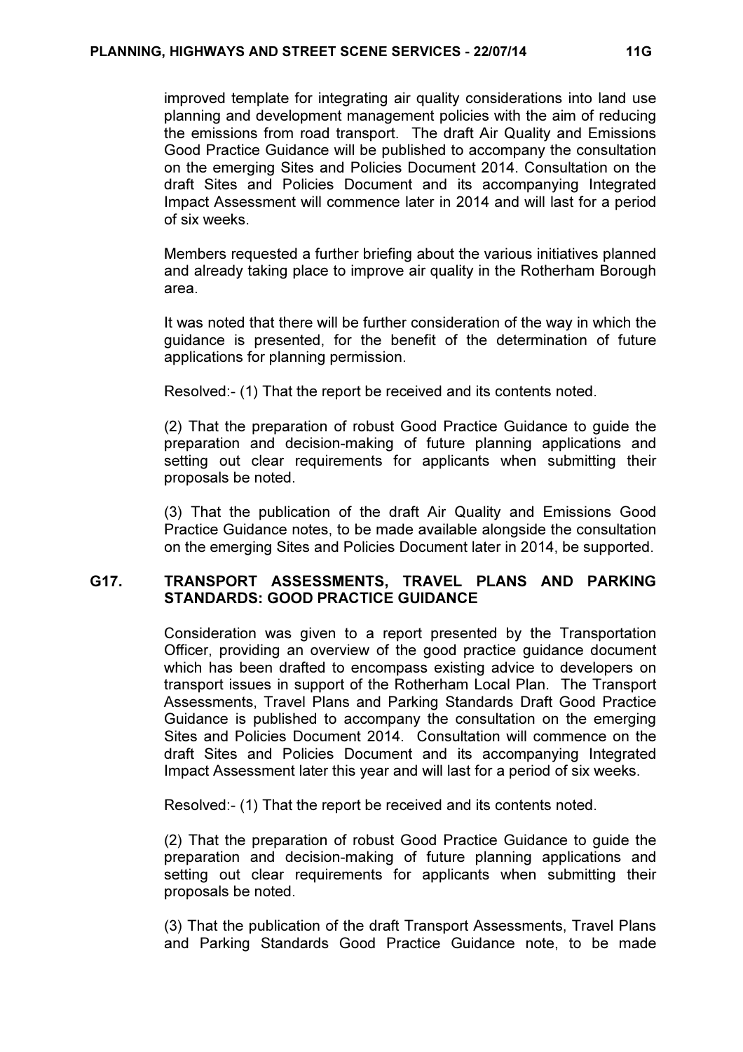improved template for integrating air quality considerations into land use planning and development management policies with the aim of reducing the emissions from road transport. The draft Air Quality and Emissions Good Practice Guidance will be published to accompany the consultation on the emerging Sites and Policies Document 2014. Consultation on the draft Sites and Policies Document and its accompanying Integrated Impact Assessment will commence later in 2014 and will last for a period of six weeks.

Members requested a further briefing about the various initiatives planned and already taking place to improve air quality in the Rotherham Borough area.

It was noted that there will be further consideration of the way in which the guidance is presented, for the benefit of the determination of future applications for planning permission.

Resolved:- (1) That the report be received and its contents noted.

(2) That the preparation of robust Good Practice Guidance to guide the preparation and decision-making of future planning applications and setting out clear requirements for applicants when submitting their proposals be noted.

(3) That the publication of the draft Air Quality and Emissions Good Practice Guidance notes, to be made available alongside the consultation on the emerging Sites and Policies Document later in 2014, be supported.

## G17. TRANSPORT ASSESSMENTS, TRAVEL PLANS AND PARKING STANDARDS: GOOD PRACTICE GUIDANCE

Consideration was given to a report presented by the Transportation Officer, providing an overview of the good practice guidance document which has been drafted to encompass existing advice to developers on transport issues in support of the Rotherham Local Plan. The Transport Assessments, Travel Plans and Parking Standards Draft Good Practice Guidance is published to accompany the consultation on the emerging Sites and Policies Document 2014. Consultation will commence on the draft Sites and Policies Document and its accompanying Integrated Impact Assessment later this year and will last for a period of six weeks.

Resolved:- (1) That the report be received and its contents noted.

(2) That the preparation of robust Good Practice Guidance to guide the preparation and decision-making of future planning applications and setting out clear requirements for applicants when submitting their proposals be noted.

(3) That the publication of the draft Transport Assessments, Travel Plans and Parking Standards Good Practice Guidance note, to be made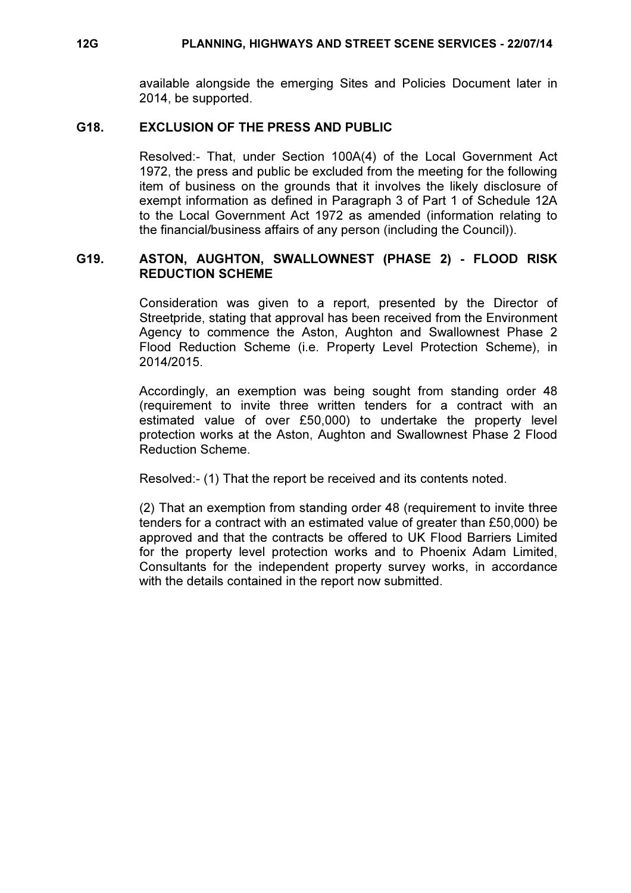available alongside the emerging Sites and Policies Document later in 2014, be supported.

## G18. EXCLUSION OF THE PRESS AND PUBLIC

Resolved:- That, under Section 100A(4) of the Local Government Act 1972, the press and public be excluded from the meeting for the following item of business on the grounds that it involves the likely disclosure of exempt information as defined in Paragraph 3 of Part 1 of Schedule 12A to the Local Government Act 1972 as amended (information relating to the financial/business affairs of any person (including the Council)).

## G19. ASTON, AUGHTON, SWALLOWNEST (PHASE 2) - FLOOD RISK REDUCTION SCHEME

Consideration was given to a report, presented by the Director of Streetpride, stating that approval has been received from the Environment Agency to commence the Aston, Aughton and Swallownest Phase 2 Flood Reduction Scheme (i.e. Property Level Protection Scheme), in 2014/2015.

Accordingly, an exemption was being sought from standing order 48 (requirement to invite three written tenders for a contract with an estimated value of over £50,000) to undertake the property level protection works at the Aston, Aughton and Swallownest Phase 2 Flood Reduction Scheme.

Resolved:- (1) That the report be received and its contents noted.

(2) That an exemption from standing order 48 (requirement to invite three tenders for a contract with an estimated value of greater than £50,000) be approved and that the contracts be offered to UK Flood Barriers Limited for the property level protection works and to Phoenix Adam Limited, Consultants for the independent property survey works, in accordance with the details contained in the report now submitted.